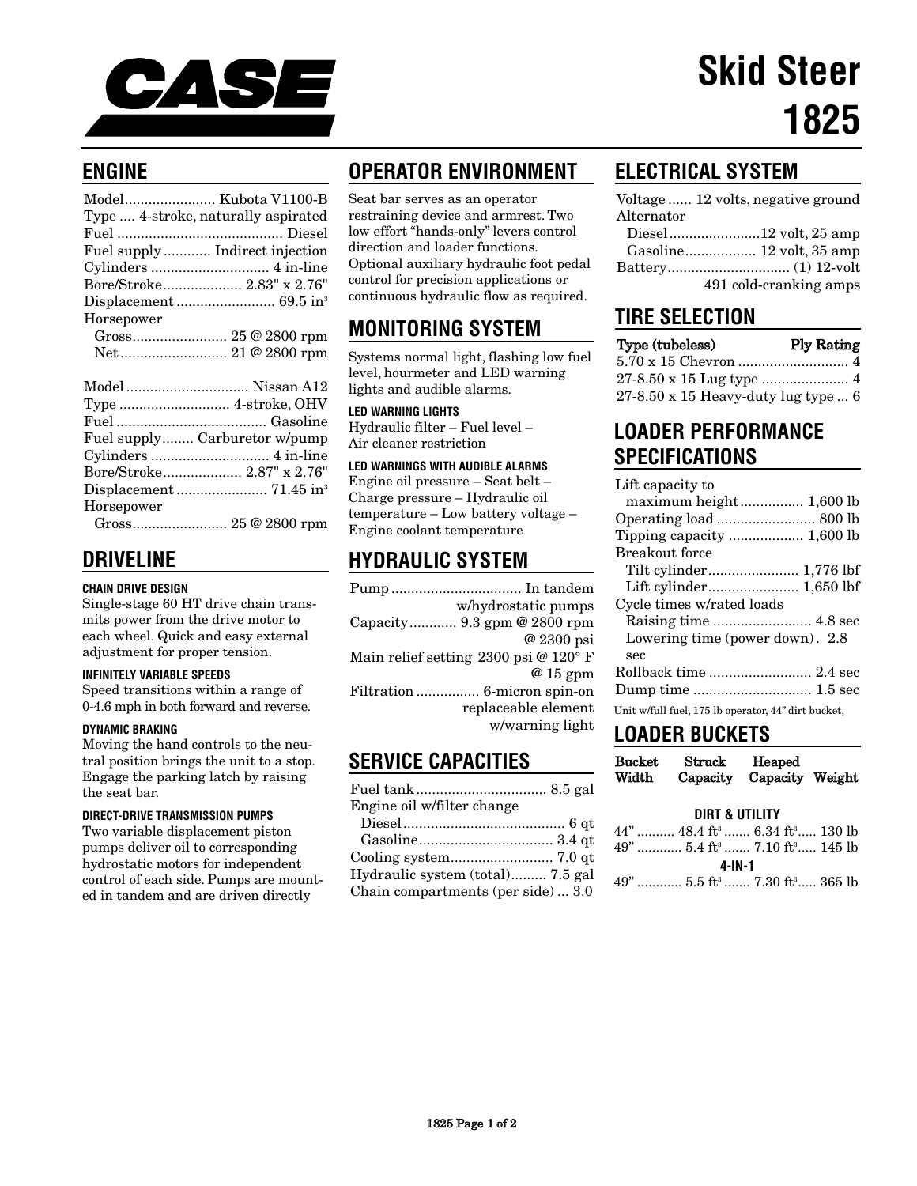CASE

# Skid Steer 1825

## ENGINE

Model....................... Kubota V1100-B
Type .... 4-stroke, naturally aspirated
Fuel ......................................... Diesel
Fuel supply ............ Indirect injection
Cylinders ............................. 4 in-line
Bore/Stroke.................... 2.83" x 2.76"
Displacement ......................... 69.5 in$^3$
Horsepower
Gross........................ 25 @ 2800 rpm
Net........................... 21 @ 2800 rpm

Model.............................. Nissan A12
Type ........................... 4-stroke, OHV
Fuel ..................................... Gasoline
Fuel supply........ Carburetor w/pump
Cylinders ............................. 4 in-line
Bore/Stroke.................... 2.87" x 2.76"
Displacement ....................... 71.45 in$^3$
Horsepower
Gross........................ 25 @ 2800 rpm

## DRIVELINE

#### CHAIN DRIVE DESIGN

Single-stage 60 HT drive chain transmits power from the drive motor to each wheel. Quick and easy external adjustment for proper tension.

#### INFINITELY VARIABLE SPEEDS

Speed transitions within a range of 0-4.6 mph in both forward and reverse.

#### DYNAMIC BRAKING

Moving the hand controls to the neutral position brings the unit to a stop. Engage the parking latch by raising the seat bar.

#### DIRECT-DRIVE TRANSMISSION PUMPS

Two variable displacement piston pumps deliver oil to corresponding hydrostatic motors for independent control of each side. Pumps are mounted in tandem and are driven directly

## OPERATOR ENVIRONMENT

Seat bar serves as an operator restraining device and armrest. Two low effort "hands-only" levers control direction and loader functions. Optional auxiliary hydraulic foot pedal control for precision applications or continuous hydraulic flow as required.

## MONITORING SYSTEM

Systems normal light, flashing low fuel level, hourmeter and LED warning lights and audible alarms.

#### LED WARNING LIGHTS

Hydraulic filter – Fuel level – Air cleaner restriction

#### LED WARNINGS WITH AUDIBLE ALARMS

Engine oil pressure – Seat belt – Charge pressure – Hydraulic oil temperature – Low battery voltage – Engine coolant temperature

## HYDRAULIC SYSTEM

Pump ................................ In tandem w/hydrostatic pumps
Capacity............ 9.3 gpm @ 2800 rpm @ 2300 psi
Main relief setting 2300 psi @ 120° F @ 15 gpm
Filtration ................ 6-micron spin-on replaceable element w/warning light

## SERVICE CAPACITIES

Fuel tank ................................ 8.5 gal
Engine oil w/filter change
Diesel......................................... 6 qt
Gasoline.................................. 3.4 qt
Cooling system.......................... 7.0 qt
Hydraulic system (total)......... 7.5 gal
Chain compartments (per side) ... 3.0

## ELECTRICAL SYSTEM

Voltage ...... 12 volts, negative ground
Alternator
Diesel.......................12 volt, 25 amp
Gasoline.................. 12 volt, 35 amp
Battery.............................. (1) 12-volt 491 cold-cranking amps

## TIRE SELECTION

| Type (tubeless) | Ply Rating |
|---|---|
| 5.70 x 15 Chevron | 4 |
| 27-8.50 x 15 Lug type | 4 |
| 27-8.50 x 15 Heavy-duty lug type | 6 |

## LOADER PERFORMANCE SPECIFICATIONS

Lift capacity to
maximum height................ 1,600 lb
Operating load ......................... 800 lb
Tipping capacity ................... 1,600 lb
Breakout force
Tilt cylinder....................... 1,776 lbf
Lift cylinder....................... 1,650 lbf
Cycle times w/rated loads
Raising time ......................... 4.8 sec
Lowering time (power down). 2.8 sec
Rollback time .......................... 2.4 sec
Dump time .............................. 1.5 sec

Unit w/full fuel, 175 lb operator, 44" dirt bucket,

## LOADER BUCKETS

| Bucket Width | Struck Capacity | Heaped Capacity | Weight |
|---|---|---|---|
| **DIRT & UTILITY** | | | |
| 44" | 48.4 ft$^3$ | 6.34 ft$^3$ | 130 lb |
| 49" | 5.4 ft$^3$ | 7.10 ft$^3$ | 145 lb |
| **4-IN-1** | | | |
| 49" | 5.5 ft$^3$ | 7.30 ft$^3$ | 365 lb |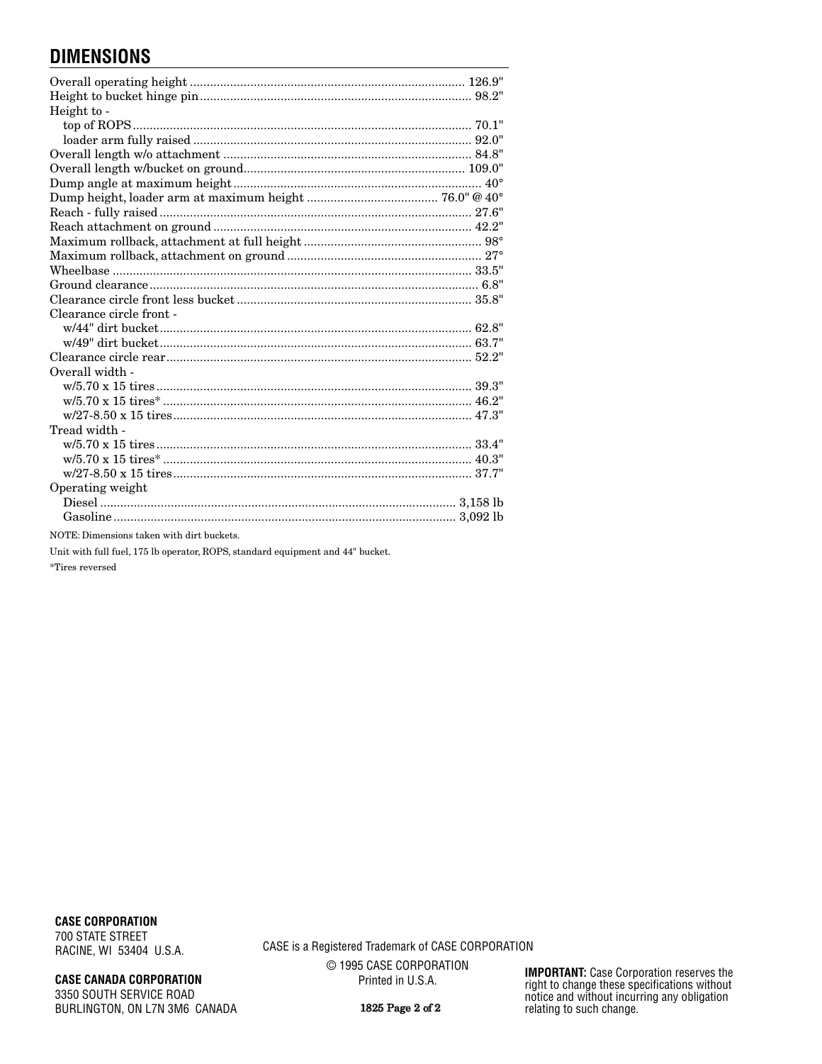## DIMENSIONS

| | |
|---|---|
| Overall operating height | 126.9" |
| Height to bucket hinge pin | 98.2" |
| Height to - | |
| top of ROPS | 70.1" |
| loader arm fully raised | 92.0" |
| Overall length w/o attachment | 84.8" |
| Overall length w/bucket on ground | 109.0" |
| Dump angle at maximum height | 40° |
| Dump height, loader arm at maximum height | 76.0" @ 40° |
| Reach - fully raised | 27.6" |
| Reach attachment on ground | 42.2" |
| Maximum rollback, attachment at full height | 98° |
| Maximum rollback, attachment on ground | 27° |
| Wheelbase | 33.5" |
| Ground clearance | 6.8" |
| Clearance circle front less bucket | 35.8" |
| Clearance circle front - | |
| w/44" dirt bucket | 62.8" |
| w/49" dirt bucket | 63.7" |
| Clearance circle rear | 52.2" |
| Overall width - | |
| w/5.70 x 15 tires | 39.3" |
| w/5.70 x 15 tires* | 46.2" |
| w/27-8.50 x 15 tires | 47.3" |
| Tread width - | |
| w/5.70 x 15 tires | 33.4" |
| w/5.70 x 15 tires* | 40.3" |
| w/27-8.50 x 15 tires | 37.7" |
| Operating weight | |
| Diesel | 3,158 lb |
| Gasoline | 3,092 lb |

NOTE: Dimensions taken with dirt buckets.

Unit with full fuel, 175 lb operator, ROPS, standard equipment and 44" bucket.

*Tires reversed

**CASE CORPORATION**
700 STATE STREET
RACINE, WI 53404 U.S.A.

**CASE CANADA CORPORATION**
3350 SOUTH SERVICE ROAD
BURLINGTON, ON L7N 3M6 CANADA

CASE is a Registered Trademark of CASE CORPORATION

© 1995 CASE CORPORATION
Printed in U.S.A.

1825

**IMPORTANT:** Case Corporation reserves the right to change these specifications without notice and without incurring any obligation relating to such change.